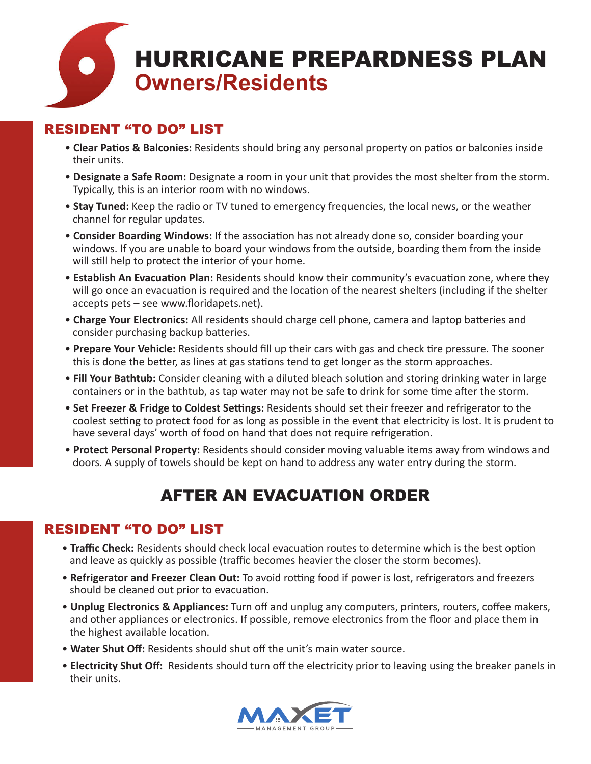# HURRICANE PREPARDNESS PLAN
## Owners/Residents

### RESIDENT "TO DO" LIST

- **Clear Patios & Balconies:** Residents should bring any personal property on patios or balconies inside their units.
- **Designate a Safe Room:** Designate a room in your unit that provides the most shelter from the storm. Typically, this is an interior room with no windows.
- **Stay Tuned:** Keep the radio or TV tuned to emergency frequencies, the local news, or the weather channel for regular updates.
- **Consider Boarding Windows:** If the association has not already done so, consider boarding your windows. If you are unable to board your windows from the outside, boarding them from the inside will still help to protect the interior of your home.
- **Establish An Evacuation Plan:** Residents should know their community's evacuation zone, where they will go once an evacuation is required and the location of the nearest shelters (including if the shelter accepts pets – see www.floridapets.net).
- **Charge Your Electronics:** All residents should charge cell phone, camera and laptop batteries and consider purchasing backup batteries.
- **Prepare Your Vehicle:** Residents should fill up their cars with gas and check tire pressure. The sooner this is done the better, as lines at gas stations tend to get longer as the storm approaches.
- **Fill Your Bathtub:** Consider cleaning with a diluted bleach solution and storing drinking water in large containers or in the bathtub, as tap water may not be safe to drink for some time after the storm.
- **Set Freezer & Fridge to Coldest Settings:** Residents should set their freezer and refrigerator to the coolest setting to protect food for as long as possible in the event that electricity is lost. It is prudent to have several days' worth of food on hand that does not require refrigeration.
- **Protect Personal Property:** Residents should consider moving valuable items away from windows and doors. A supply of towels should be kept on hand to address any water entry during the storm.

## AFTER AN EVACUATION ORDER

### RESIDENT "TO DO" LIST

- **Traffic Check:** Residents should check local evacuation routes to determine which is the best option and leave as quickly as possible (traffic becomes heavier the closer the storm becomes).
- **Refrigerator and Freezer Clean Out:** To avoid rotting food if power is lost, refrigerators and freezers should be cleaned out prior to evacuation.
- **Unplug Electronics & Appliances:** Turn off and unplug any computers, printers, routers, coffee makers, and other appliances or electronics. If possible, remove electronics from the floor and place them in the highest available location.
- **Water Shut Off:** Residents should shut off the unit's main water source.
- **Electricity Shut Off:** Residents should turn off the electricity prior to leaving using the breaker panels in their units.

MAXET MANAGEMENT GROUP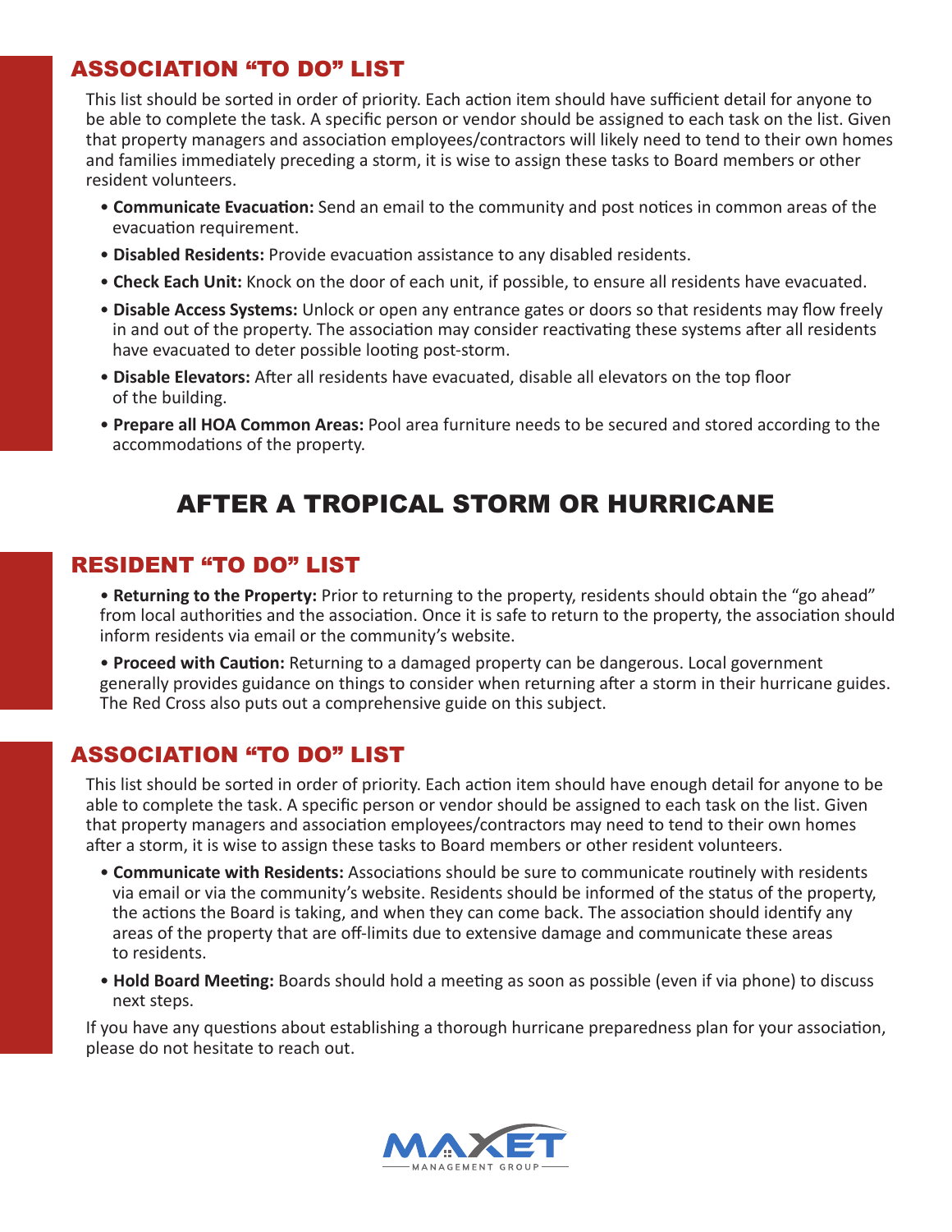## ASSOCIATION "TO DO" LIST

This list should be sorted in order of priority. Each action item should have sufficient detail for anyone to be able to complete the task. A specific person or vendor should be assigned to each task on the list. Given that property managers and association employees/contractors will likely need to tend to their own homes and families immediately preceding a storm, it is wise to assign these tasks to Board members or other resident volunteers.

- **Communicate Evacuation:** Send an email to the community and post notices in common areas of the evacuation requirement.
- **Disabled Residents:** Provide evacuation assistance to any disabled residents.
- **Check Each Unit:** Knock on the door of each unit, if possible, to ensure all residents have evacuated.
- **Disable Access Systems:** Unlock or open any entrance gates or doors so that residents may flow freely in and out of the property. The association may consider reactivating these systems after all residents have evacuated to deter possible looting post-storm.
- **Disable Elevators:** After all residents have evacuated, disable all elevators on the top floor of the building.
- **Prepare all HOA Common Areas:** Pool area furniture needs to be secured and stored according to the accommodations of the property.

# AFTER A TROPICAL STORM OR HURRICANE

## RESIDENT "TO DO" LIST

- **Returning to the Property:** Prior to returning to the property, residents should obtain the "go ahead" from local authorities and the association. Once it is safe to return to the property, the association should inform residents via email or the community's website.
- **Proceed with Caution:** Returning to a damaged property can be dangerous. Local government generally provides guidance on things to consider when returning after a storm in their hurricane guides. The Red Cross also puts out a comprehensive guide on this subject.

## ASSOCIATION "TO DO" LIST

This list should be sorted in order of priority. Each action item should have enough detail for anyone to be able to complete the task. A specific person or vendor should be assigned to each task on the list. Given that property managers and association employees/contractors may need to tend to their own homes after a storm, it is wise to assign these tasks to Board members or other resident volunteers.

- **Communicate with Residents:** Associations should be sure to communicate routinely with residents via email or via the community's website. Residents should be informed of the status of the property, the actions the Board is taking, and when they can come back. The association should identify any areas of the property that are off-limits due to extensive damage and communicate these areas to residents.
- **Hold Board Meeting:** Boards should hold a meeting as soon as possible (even if via phone) to discuss next steps.

If you have any questions about establishing a thorough hurricane preparedness plan for your association, please do not hesitate to reach out.

MAXET MANAGEMENT GROUP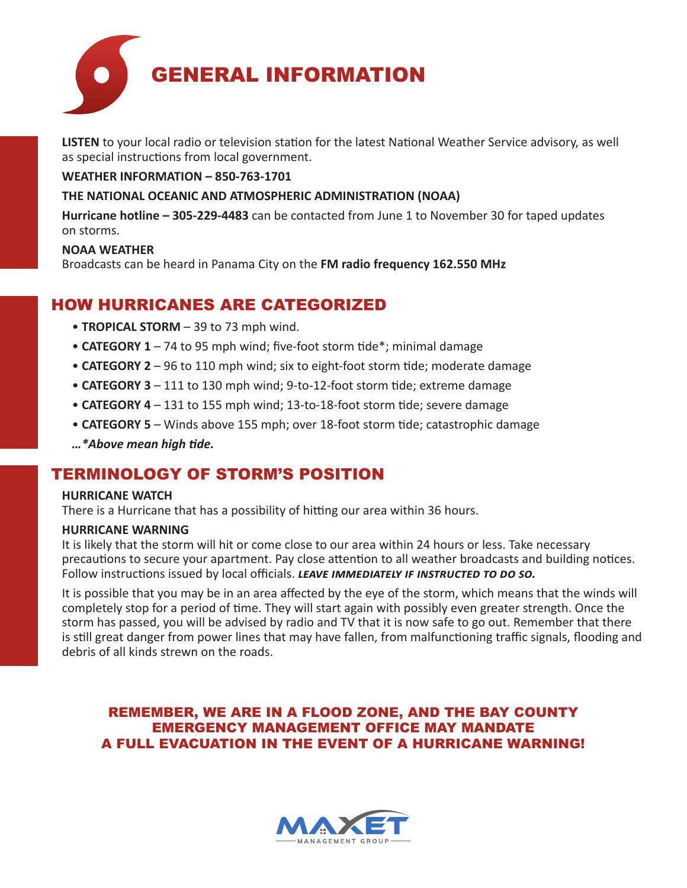# GENERAL INFORMATION

**LISTEN** to your local radio or television station for the latest National Weather Service advisory, as well as special instructions from local government.

**WEATHER INFORMATION – 850-763-1701**

**THE NATIONAL OCEANIC AND ATMOSPHERIC ADMINISTRATION (NOAA)**

**Hurricane hotline – 305-229-4483** can be contacted from June 1 to November 30 for taped updates on storms.

**NOAA WEATHER**
Broadcasts can be heard in Panama City on the **FM radio frequency 162.550 MHz**

## HOW HURRICANES ARE CATEGORIZED

- **TROPICAL STORM** – 39 to 73 mph wind.
- **CATEGORY 1** – 74 to 95 mph wind; five-foot storm tide*; minimal damage
- **CATEGORY 2** – 96 to 110 mph wind; six to eight-foot storm tide; moderate damage
- **CATEGORY 3** – 111 to 130 mph wind; 9-to-12-foot storm tide; extreme damage
- **CATEGORY 4** – 131 to 155 mph wind; 13-to-18-foot storm tide; severe damage
- **CATEGORY 5** – Winds above 155 mph; over 18-foot storm tide; catastrophic damage

***…*Above mean high tide.***

## TERMINOLOGY OF STORM'S POSITION

**HURRICANE WATCH**
There is a Hurricane that has a possibility of hitting our area within 36 hours.

**HURRICANE WARNING**
It is likely that the storm will hit or come close to our area within 24 hours or less. Take necessary precautions to secure your apartment. Pay close attention to all weather broadcasts and building notices. Follow instructions issued by local officials. ***LEAVE IMMEDIATELY IF INSTRUCTED TO DO SO.***

It is possible that you may be in an area affected by the eye of the storm, which means that the winds will completely stop for a period of time. They will start again with possibly even greater strength. Once the storm has passed, you will be advised by radio and TV that it is now safe to go out. Remember that there is still great danger from power lines that may have fallen, from malfunctioning traffic signals, flooding and debris of all kinds strewn on the roads.

**REMEMBER, WE ARE IN A FLOOD ZONE, AND THE BAY COUNTY EMERGENCY MANAGEMENT OFFICE MAY MANDATE A FULL EVACUATION IN THE EVENT OF A HURRICANE WARNING!**

MAXET
MANAGEMENT GROUP